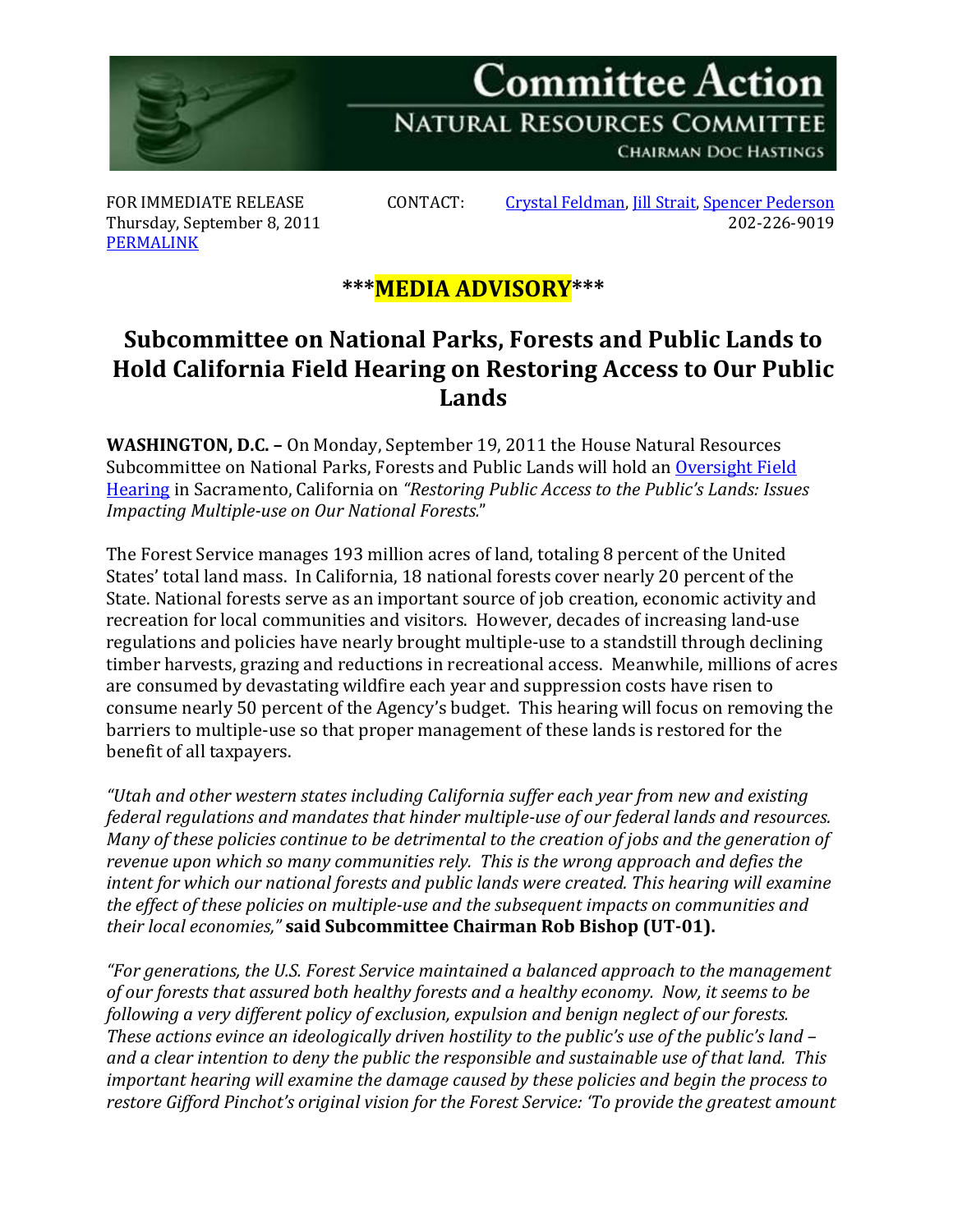# Committee Action

## Natural Resources Committee

Chairman Doc Hastings

FOR IMMEDIATE RELEASE
Thursday, September 8, 2011
PERMALINK

CONTACT: Crystal Feldman, Jill Strait, Spencer Pederson
202-226-9019

**\*\*\*MEDIA ADVISORY\*\*\***

## Subcommittee on National Parks, Forests and Public Lands to Hold California Field Hearing on Restoring Access to Our Public Lands

**WASHINGTON, D.C. –** On Monday, September 19, 2011 the House Natural Resources Subcommittee on National Parks, Forests and Public Lands will hold an Oversight Field Hearing in Sacramento, California on *"Restoring Public Access to the Public's Lands: Issues Impacting Multiple-use on Our National Forests.*"

The Forest Service manages 193 million acres of land, totaling 8 percent of the United States' total land mass. In California, 18 national forests cover nearly 20 percent of the State. National forests serve as an important source of job creation, economic activity and recreation for local communities and visitors. However, decades of increasing land-use regulations and policies have nearly brought multiple-use to a standstill through declining timber harvests, grazing and reductions in recreational access. Meanwhile, millions of acres are consumed by devastating wildfire each year and suppression costs have risen to consume nearly 50 percent of the Agency's budget. This hearing will focus on removing the barriers to multiple-use so that proper management of these lands is restored for the benefit of all taxpayers.

*"Utah and other western states including California suffer each year from new and existing federal regulations and mandates that hinder multiple-use of our federal lands and resources. Many of these policies continue to be detrimental to the creation of jobs and the generation of revenue upon which so many communities rely. This is the wrong approach and defies the intent for which our national forests and public lands were created. This hearing will examine the effect of these policies on multiple-use and the subsequent impacts on communities and their local economies,"* **said Subcommittee Chairman Rob Bishop (UT-01).**

*"For generations, the U.S. Forest Service maintained a balanced approach to the management of our forests that assured both healthy forests and a healthy economy. Now, it seems to be following a very different policy of exclusion, expulsion and benign neglect of our forests. These actions evince an ideologically driven hostility to the public's use of the public's land – and a clear intention to deny the public the responsible and sustainable use of that land. This important hearing will examine the damage caused by these policies and begin the process to restore Gifford Pinchot's original vision for the Forest Service: 'To provide the greatest amount*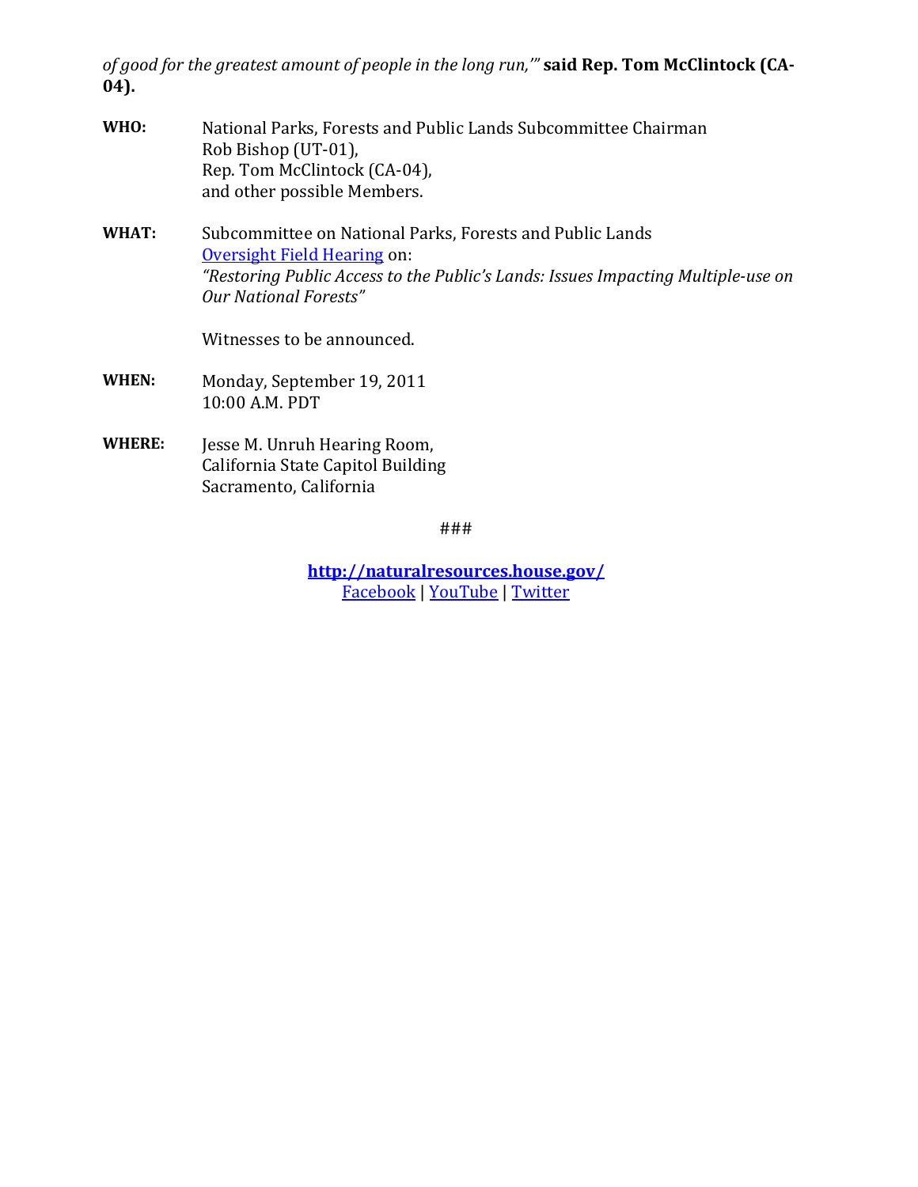*of good for the greatest amount of people in the long run,'"* **said Rep. Tom McClintock (CA-04).**

**WHO:** National Parks, Forests and Public Lands Subcommittee Chairman
Rob Bishop (UT-01),
Rep. Tom McClintock (CA-04),
and other possible Members.

**WHAT:** Subcommittee on National Parks, Forests and Public Lands
Oversight Field Hearing on:
*"Restoring Public Access to the Public's Lands: Issues Impacting Multiple-use on Our National Forests"*

Witnesses to be announced.

**WHEN:** Monday, September 19, 2011
10:00 A.M. PDT

**WHERE:** Jesse M. Unruh Hearing Room,
California State Capitol Building
Sacramento, California

###

**http://naturalresources.house.gov/**
Facebook | YouTube | Twitter